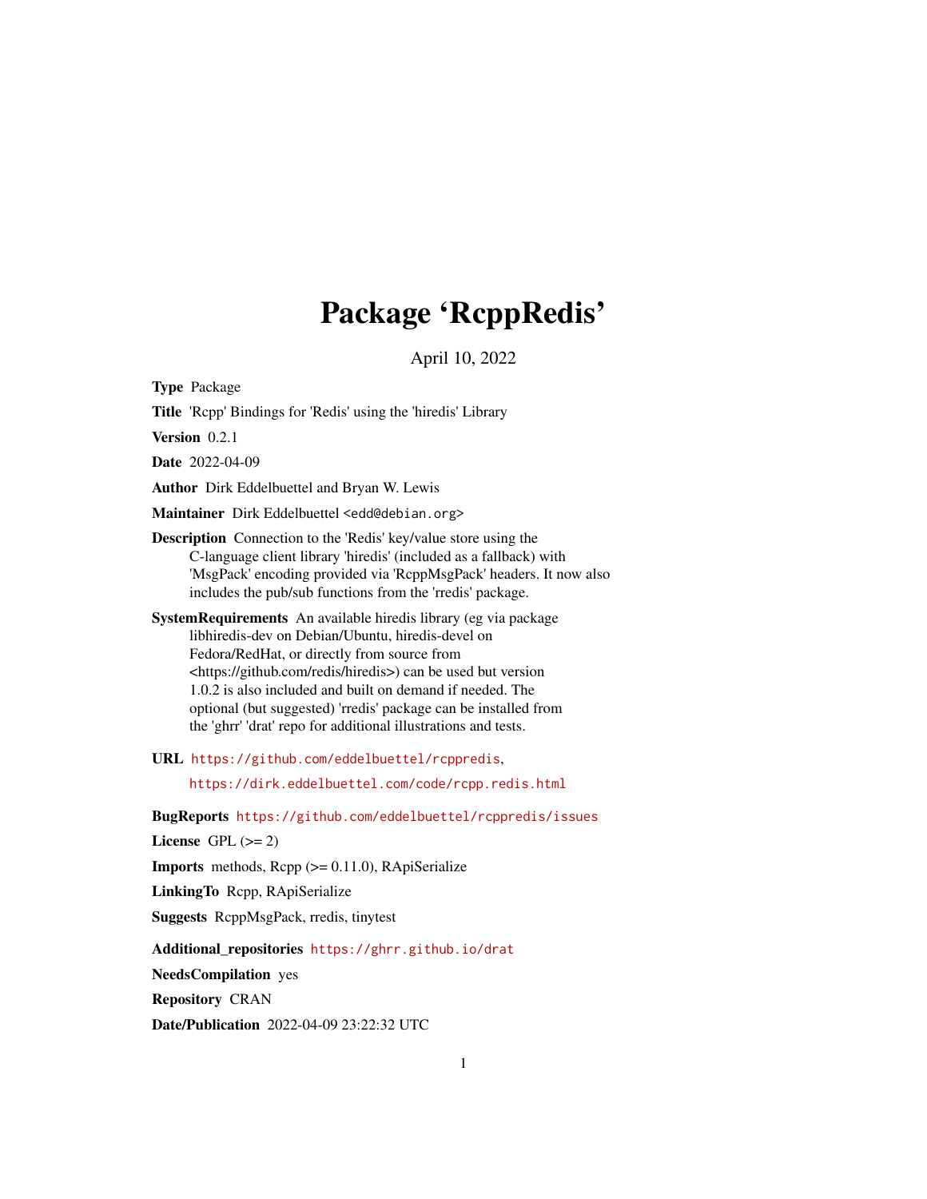# Package 'RcppRedis'

April 10, 2022

**Type** Package

**Title** 'Rcpp' Bindings for 'Redis' using the 'hiredis' Library

**Version** 0.2.1

**Date** 2022-04-09

**Author** Dirk Eddelbuettel and Bryan W. Lewis

**Maintainer** Dirk Eddelbuettel <edd@debian.org>

**Description** Connection to the 'Redis' key/value store using the C-language client library 'hiredis' (included as a fallback) with 'MsgPack' encoding provided via 'RcppMsgPack' headers. It now also includes the pub/sub functions from the 'rredis' package.

**SystemRequirements** An available hiredis library (eg via package libhiredis-dev on Debian/Ubuntu, hiredis-devel on Fedora/RedHat, or directly from source from <https://github.com/redis/hiredis>) can be used but version 1.0.2 is also included and built on demand if needed. The optional (but suggested) 'rredis' package can be installed from the 'ghrr' 'drat' repo for additional illustrations and tests.

**URL** https://github.com/eddelbuettel/rcppredis, https://dirk.eddelbuettel.com/code/rcpp.redis.html

**BugReports** https://github.com/eddelbuettel/rcppredis/issues

**License** GPL (>= 2)

**Imports** methods, Rcpp (>= 0.11.0), RApiSerialize

**LinkingTo** Rcpp, RApiSerialize

**Suggests** RcppMsgPack, rredis, tinytest

**Additional_repositories** https://ghrr.github.io/drat

**NeedsCompilation** yes

**Repository** CRAN

**Date/Publication** 2022-04-09 23:22:32 UTC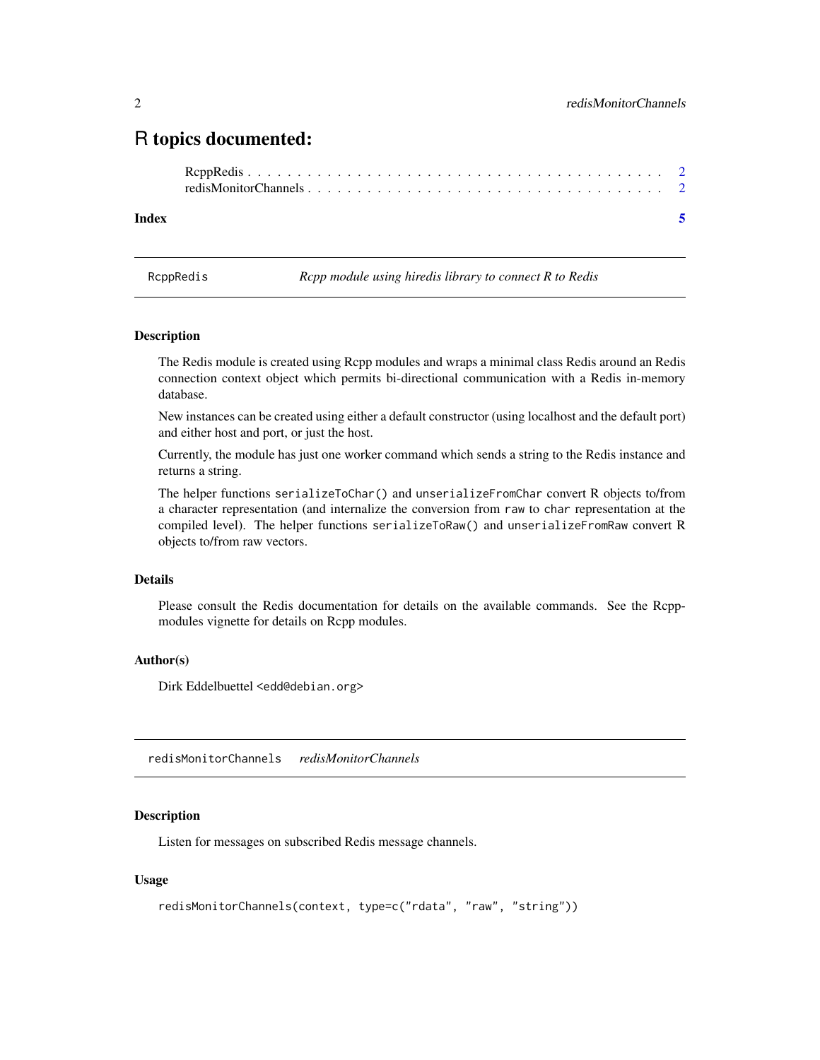# R topics documented:

RcppRedis . . . . . . . . . . . . . . . . . . . . . . . . . . . . . . . . . . . . . . . 2
redisMonitorChannels . . . . . . . . . . . . . . . . . . . . . . . . . . . . . . . . . . 2

**Index** 5

---

`RcppRedis` *Rcpp module using hiredis library to connect R to Redis*

---

### Description

The Redis module is created using Rcpp modules and wraps a minimal class Redis around an Redis connection context object which permits bi-directional communication with a Redis in-memory database.

New instances can be created using either a default constructor (using localhost and the default port) and either host and port, or just the host.

Currently, the module has just one worker command which sends a string to the Redis instance and returns a string.

The helper functions `serializeToChar()` and `unserializeFromChar` convert R objects to/from a character representation (and internalize the conversion from `raw` to `char` representation at the compiled level). The helper functions `serializeToRaw()` and `unserializeFromRaw` convert R objects to/from raw vectors.

### Details

Please consult the Redis documentation for details on the available commands. See the Rcpp-modules vignette for details on Rcpp modules.

### Author(s)

Dirk Eddelbuettel <edd@debian.org>

---

`redisMonitorChannels` *redisMonitorChannels*

---

### Description

Listen for messages on subscribed Redis message channels.

### Usage

```
redisMonitorChannels(context, type=c("rdata", "raw", "string"))
```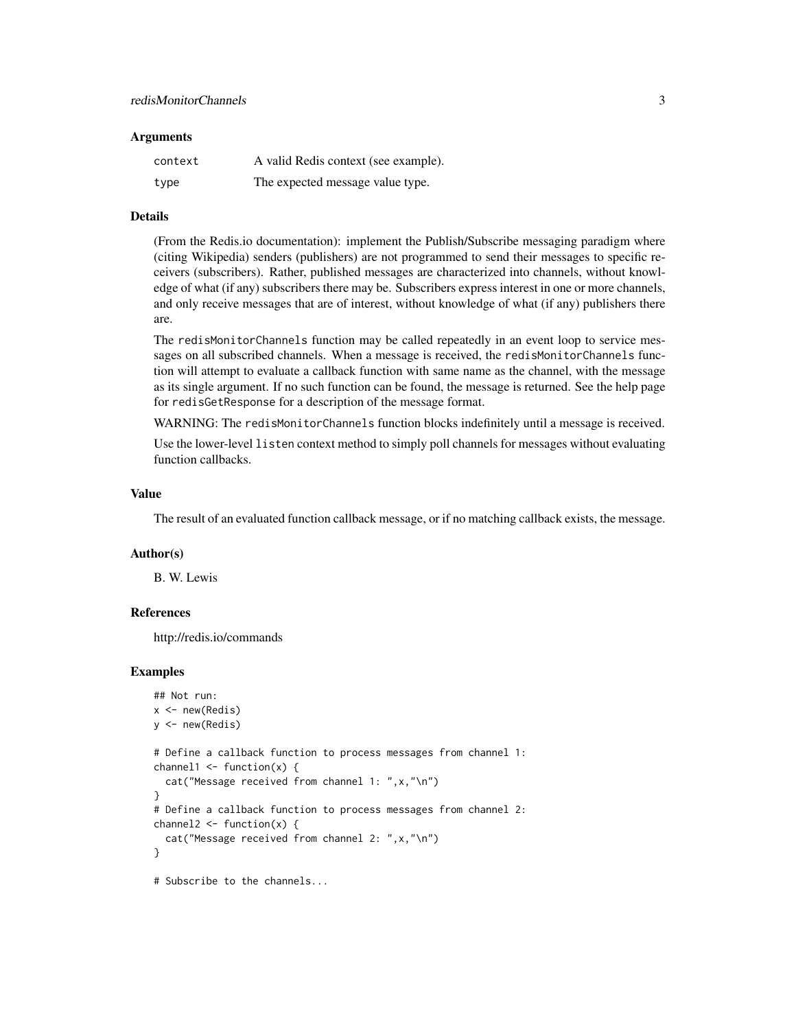### Arguments

| | |
|---|---|
| `context` | A valid Redis context (see example). |
| `type` | The expected message value type. |

### Details

(From the Redis.io documentation): implement the Publish/Subscribe messaging paradigm where (citing Wikipedia) senders (publishers) are not programmed to send their messages to specific receivers (subscribers). Rather, published messages are characterized into channels, without knowledge of what (if any) subscribers there may be. Subscribers express interest in one or more channels, and only receive messages that are of interest, without knowledge of what (if any) publishers there are.

The `redisMonitorChannels` function may be called repeatedly in an event loop to service messages on all subscribed channels. When a message is received, the `redisMonitorChannels` function will attempt to evaluate a callback function with same name as the channel, with the message as its single argument. If no such function can be found, the message is returned. See the help page for `redisGetResponse` for a description of the message format.

WARNING: The `redisMonitorChannels` function blocks indefinitely until a message is received.

Use the lower-level `listen` context method to simply poll channels for messages without evaluating function callbacks.

### Value

The result of an evaluated function callback message, or if no matching callback exists, the message.

### Author(s)

B. W. Lewis

### References

http://redis.io/commands

### Examples

```
## Not run:
x <- new(Redis)
y <- new(Redis)

# Define a callback function to process messages from channel 1:
channel1 <- function(x) {
  cat("Message received from channel 1: ",x,"\n")
}
# Define a callback function to process messages from channel 2:
channel2 <- function(x) {
  cat("Message received from channel 2: ",x,"\n")
}

# Subscribe to the channels...
```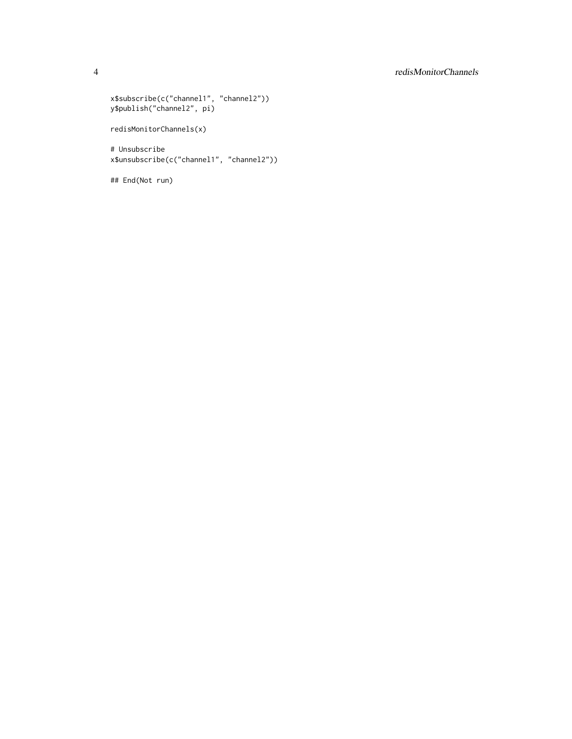```
x$subscribe(c("channel1", "channel2"))
y$publish("channel2", pi)

redisMonitorChannels(x)

# Unsubscribe
x$unsubscribe(c("channel1", "channel2"))

## End(Not run)
```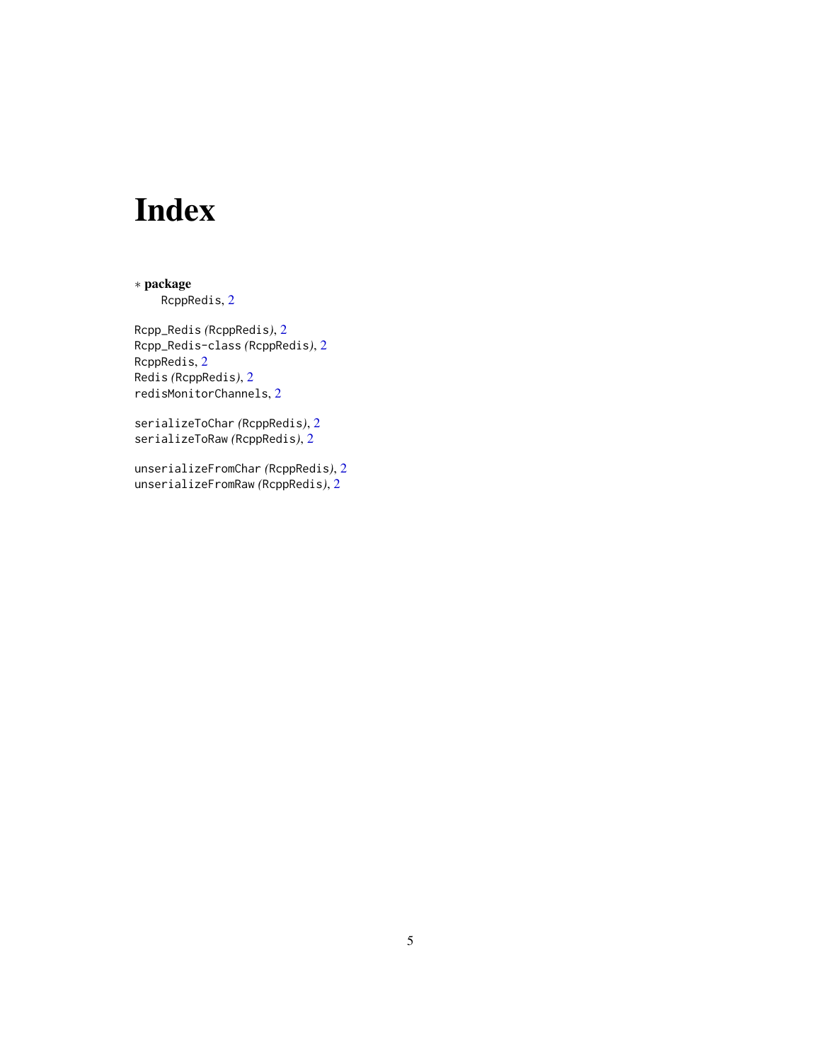# Index

∗ **package**
  RcppRedis, 2

Rcpp_Redis *(*RcppRedis*)*, 2
Rcpp_Redis-class *(*RcppRedis*)*, 2
RcppRedis, 2
Redis *(*RcppRedis*)*, 2
redisMonitorChannels, 2

serializeToChar *(*RcppRedis*)*, 2
serializeToRaw *(*RcppRedis*)*, 2

unserializeFromChar *(*RcppRedis*)*, 2
unserializeFromRaw *(*RcppRedis*)*, 2